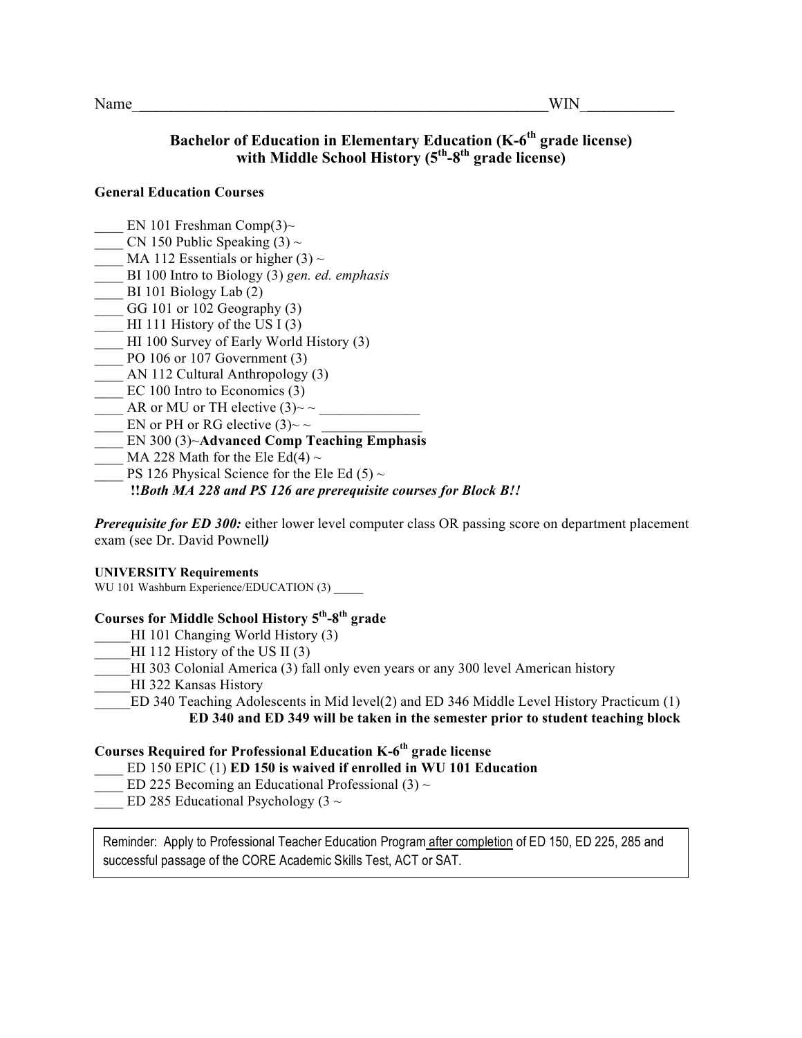Name_______________________________________________________WIN____________

# Bachelor of Education in Elementary Education (K-6th grade license) with Middle School History (5th-8th grade license)

**General Education Courses**

____ EN 101 Freshman Comp(3)~
____ CN 150 Public Speaking (3) ~
____ MA 112 Essentials or higher (3) ~
____ BI 100 Intro to Biology (3) *gen. ed. emphasis*
____ BI 101 Biology Lab (2)
____ GG 101 or 102 Geography (3)
____ HI 111 History of the US I (3)
____ HI 100 Survey of Early World History (3)
____ PO 106 or 107 Government (3)
____ AN 112 Cultural Anthropology (3)
____ EC 100 Intro to Economics (3)
____ AR or MU or TH elective (3)~ ~ ______________
____ EN or PH or RG elective (3)~ ~ ______________
____ EN 300 (3)~**Advanced Comp Teaching Emphasis**
____ MA 228 Math for the Ele Ed(4) ~
____ PS 126 Physical Science for the Ele Ed (5) ~
**!!*Both MA 228 and PS 126 are prerequisite courses for Block B!!***

***Prerequisite for ED 300:*** either lower level computer class OR passing score on department placement exam (see Dr. David Pownell***)***

**UNIVERSITY Requirements**
WU 101 Washburn Experience/EDUCATION (3) _____

**Courses for Middle School History 5th-8th grade**

_____HI 101 Changing World History (3)
_____HI 112 History of the US II (3)
_____HI 303 Colonial America (3) fall only even years or any 300 level American history
_____HI 322 Kansas History
_____ED 340 Teaching Adolescents in Mid level(2) and ED 346 Middle Level History Practicum (1)
**ED 340 and ED 349 will be taken in the semester prior to student teaching block**

**Courses Required for Professional Education K-6th grade license**

____ ED 150 EPIC (1) **ED 150 is waived if enrolled in WU 101 Education**
____ ED 225 Becoming an Educational Professional (3) ~
____ ED 285 Educational Psychology (3 ~

Reminder: Apply to Professional Teacher Education Program after completion of ED 150, ED 225, 285 and successful passage of the CORE Academic Skills Test, ACT or SAT.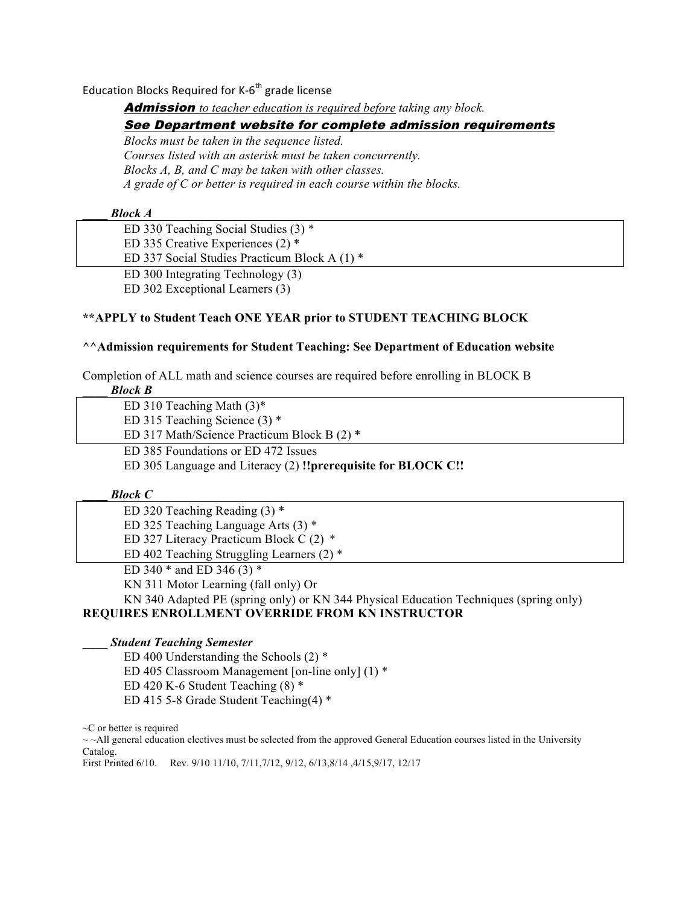Education Blocks Required for K-6th grade license

***Admission*** *to teacher education is required before taking any block.*

***See Department website for complete admission requirements***

*Blocks must be taken in the sequence listed.*
*Courses listed with an asterisk must be taken concurrently.*
*Blocks A, B, and C may be taken with other classes.*
*A grade of C or better is required in each course within the blocks.*

\_\_\_\_ ***Block A***

ED 330 Teaching Social Studies (3) *
ED 335 Creative Experiences (2) *
ED 337 Social Studies Practicum Block A (1) *

ED 300 Integrating Technology (3)
ED 302 Exceptional Learners (3)

**\*\*APPLY to Student Teach ONE YEAR prior to STUDENT TEACHING BLOCK**

**^^Admission requirements for Student Teaching: See Department of Education website**

Completion of ALL math and science courses are required before enrolling in BLOCK B

\_\_\_\_ ***Block B***

ED 310 Teaching Math (3)*
ED 315 Teaching Science (3) *
ED 317 Math/Science Practicum Block B (2) *

ED 385 Foundations or ED 472 Issues
ED 305 Language and Literacy (2) **!!prerequisite for BLOCK C!!**

\_\_\_\_ ***Block C***

ED 320 Teaching Reading (3) *
ED 325 Teaching Language Arts (3) *
ED 327 Literacy Practicum Block C (2) *
ED 402 Teaching Struggling Learners (2) *

ED 340 * and ED 346 (3) *
KN 311 Motor Learning (fall only) Or
KN 340 Adapted PE (spring only) or KN 344 Physical Education Techniques (spring only)

**REQUIRES ENROLLMENT OVERRIDE FROM KN INSTRUCTOR**

\_\_\_\_ ***Student Teaching Semester***

ED 400 Understanding the Schools (2) *
ED 405 Classroom Management [on-line only] (1) *
ED 420 K-6 Student Teaching (8) *
ED 415 5-8 Grade Student Teaching(4) *

~C or better is required
~ ~All general education electives must be selected from the approved General Education courses listed in the University Catalog.
First Printed 6/10. Rev. 9/10 11/10, 7/11,7/12, 9/12, 6/13,8/14 ,4/15,9/17, 12/17